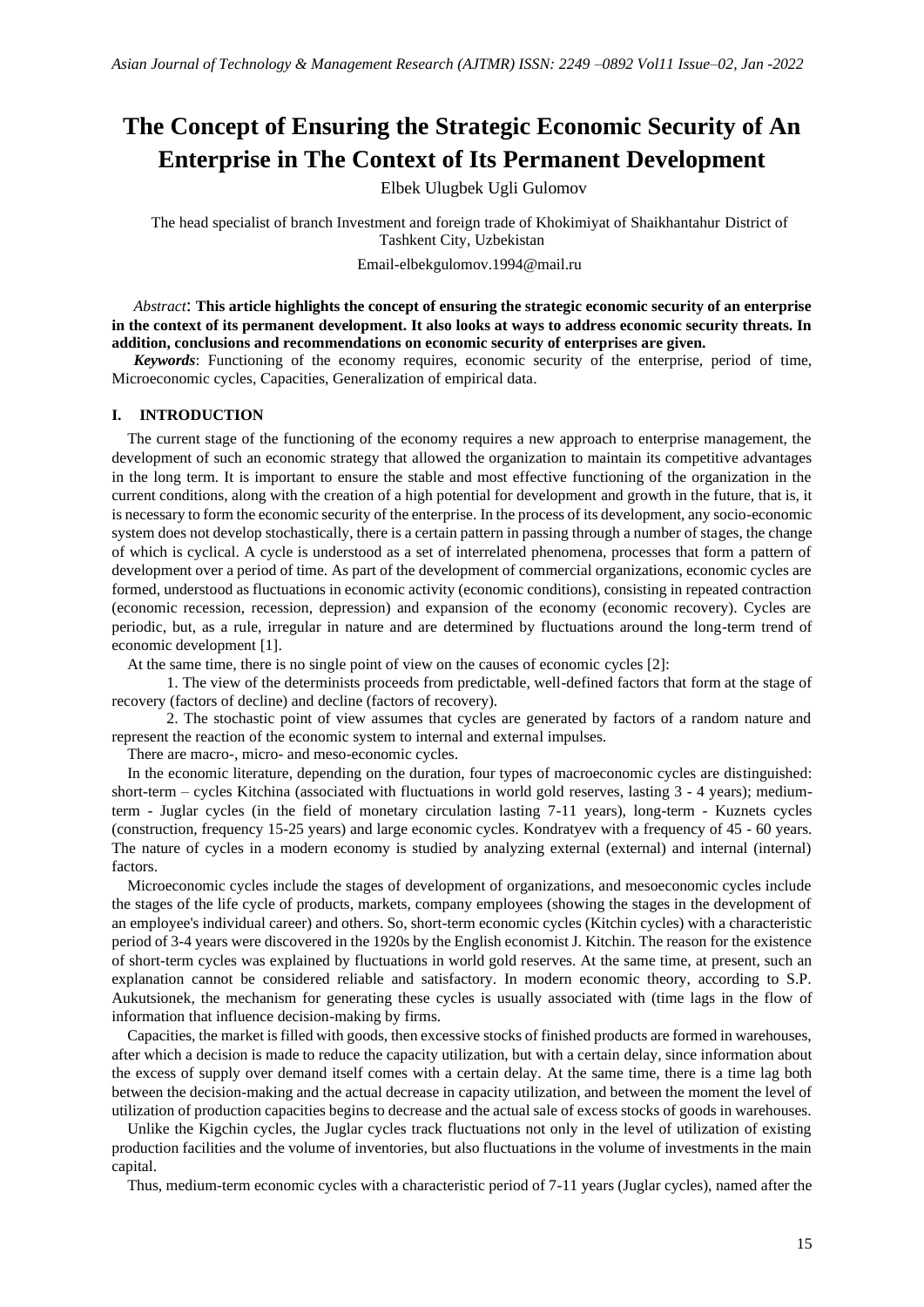# The Concept of Ensuring the Strategic Economic Security of An Enterprise in The Context of Its Permanent Development

Elbek Ulugbek Ugli Gulomov

The head specialist of branch Investment and foreign trade of Khokimiyat of Shaikhantahur District of Tashkent City, Uzbekistan

Email-elbekgulomov.1994@mail.ru

*Abstract*: **This article highlights the concept of ensuring the strategic economic security of an enterprise in the context of its permanent development. It also looks at ways to address economic security threats. In addition, conclusions and recommendations on economic security of enterprises are given.**

***Keywords***: Functioning of the economy requires, economic security of the enterprise, period of time, Microeconomic cycles, Capacities, Generalization of empirical data.

## I. INTRODUCTION

The current stage of the functioning of the economy requires a new approach to enterprise management, the development of such an economic strategy that allowed the organization to maintain its competitive advantages in the long term. It is important to ensure the stable and most effective functioning of the organization in the current conditions, along with the creation of a high potential for development and growth in the future, that is, it is necessary to form the economic security of the enterprise. In the process of its development, any socio-economic system does not develop stochastically, there is a certain pattern in passing through a number of stages, the change of which is cyclical. A cycle is understood as a set of interrelated phenomena, processes that form a pattern of development over a period of time. As part of the development of commercial organizations, economic cycles are formed, understood as fluctuations in economic activity (economic conditions), consisting in repeated contraction (economic recession, recession, depression) and expansion of the economy (economic recovery). Cycles are periodic, but, as a rule, irregular in nature and are determined by fluctuations around the long-term trend of economic development [1].

At the same time, there is no single point of view on the causes of economic cycles [2]:

1. The view of the determinists proceeds from predictable, well-defined factors that form at the stage of recovery (factors of decline) and decline (factors of recovery).

2. The stochastic point of view assumes that cycles are generated by factors of a random nature and represent the reaction of the economic system to internal and external impulses.

There are macro-, micro- and meso-economic cycles.

In the economic literature, depending on the duration, four types of macroeconomic cycles are distinguished: short-term – cycles Kitchina (associated with fluctuations in world gold reserves, lasting 3 - 4 years); medium-term - Juglar cycles (in the field of monetary circulation lasting 7-11 years), long-term - Kuznets cycles (construction, frequency 15-25 years) and large economic cycles. Kondratyev with a frequency of 45 - 60 years. The nature of cycles in a modern economy is studied by analyzing external (external) and internal (internal) factors.

Microeconomic cycles include the stages of development of organizations, and mesoeconomic cycles include the stages of the life cycle of products, markets, company employees (showing the stages in the development of an employee's individual career) and others. So, short-term economic cycles (Kitchin cycles) with a characteristic period of 3-4 years were discovered in the 1920s by the English economist J. Kitchin. The reason for the existence of short-term cycles was explained by fluctuations in world gold reserves. At the same time, at present, such an explanation cannot be considered reliable and satisfactory. In modern economic theory, according to S.P. Aukutsionek, the mechanism for generating these cycles is usually associated with (time lags in the flow of information that influence decision-making by firms.

Capacities, the market is filled with goods, then excessive stocks of finished products are formed in warehouses, after which a decision is made to reduce the capacity utilization, but with a certain delay, since information about the excess of supply over demand itself comes with a certain delay. At the same time, there is a time lag both between the decision-making and the actual decrease in capacity utilization, and between the moment the level of utilization of production capacities begins to decrease and the actual sale of excess stocks of goods in warehouses.

Unlike the Kigchin cycles, the Juglar cycles track fluctuations not only in the level of utilization of existing production facilities and the volume of inventories, but also fluctuations in the volume of investments in the main capital.

Thus, medium-term economic cycles with a characteristic period of 7-11 years (Juglar cycles), named after the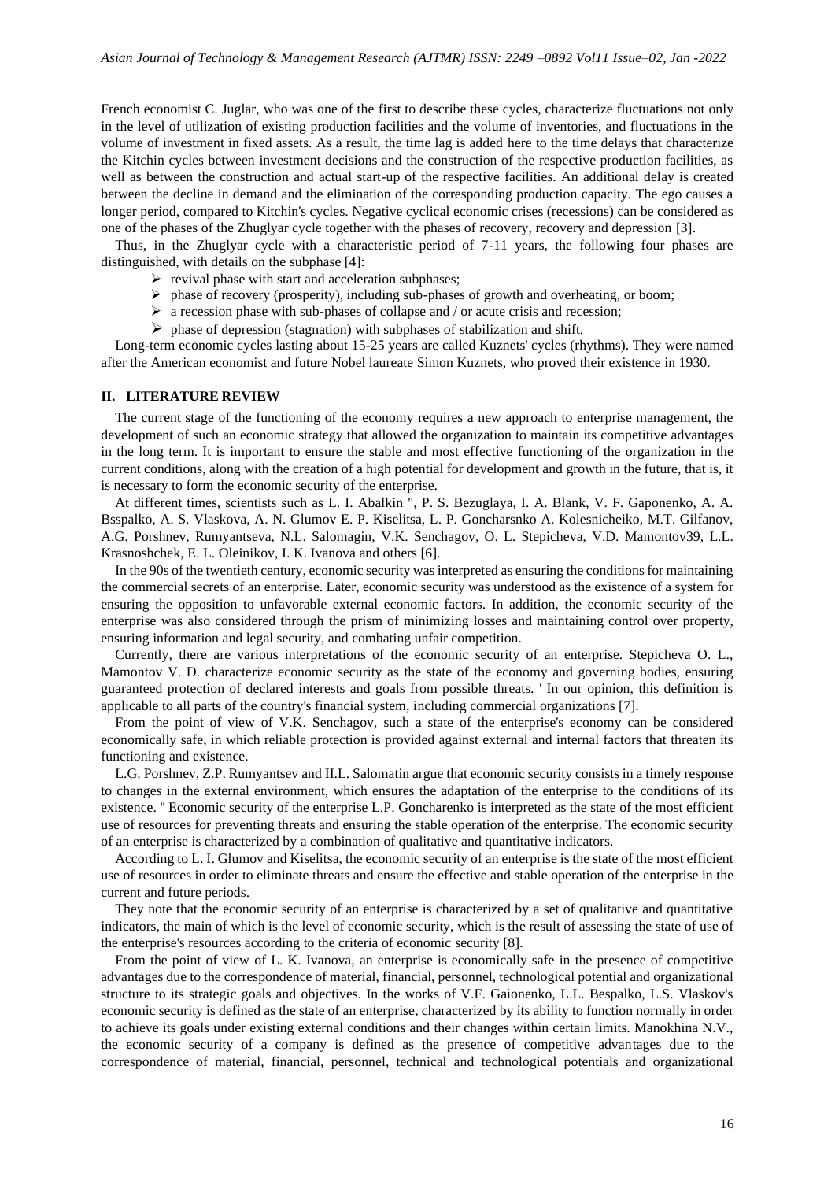French economist C. Juglar, who was one of the first to describe these cycles, characterize fluctuations not only in the level of utilization of existing production facilities and the volume of inventories, and fluctuations in the volume of investment in fixed assets. As a result, the time lag is added here to the time delays that characterize the Kitchin cycles between investment decisions and the construction of the respective production facilities, as well as between the construction and actual start-up of the respective facilities. An additional delay is created between the decline in demand and the elimination of the corresponding production capacity. The ego causes a longer period, compared to Kitchin's cycles. Negative cyclical economic crises (recessions) can be considered as one of the phases of the Zhuglyar cycle together with the phases of recovery, recovery and depression [3].

Thus, in the Zhuglyar cycle with a characteristic period of 7-11 years, the following four phases are distinguished, with details on the subphase [4]:

- revival phase with start and acceleration subphases;
- phase of recovery (prosperity), including sub-phases of growth and overheating, or boom;
- a recession phase with sub-phases of collapse and / or acute crisis and recession;
- phase of depression (stagnation) with subphases of stabilization and shift.

Long-term economic cycles lasting about 15-25 years are called Kuznets' cycles (rhythms). They were named after the American economist and future Nobel laureate Simon Kuznets, who proved their existence in 1930.

## II. LITERATURE REVIEW

The current stage of the functioning of the economy requires a new approach to enterprise management, the development of such an economic strategy that allowed the organization to maintain its competitive advantages in the long term. It is important to ensure the stable and most effective functioning of the organization in the current conditions, along with the creation of a high potential for development and growth in the future, that is, it is necessary to form the economic security of the enterprise.

At different times, scientists such as L. I. Abalkin ", P. S. Bezuglaya, I. A. Blank, V. F. Gaponenko, A. A. Bsspalko, A. S. Vlaskova, A. N. Glumov E. P. Kiselitsa, L. P. Goncharsnko A. Kolesnicheiko, M.T. Gilfanov, A.G. Porshnev, Rumyantseva, N.L. Salomagin, V.K. Senchagov, O. L. Stepicheva, V.D. Mamontov39, L.L. Krasnoshchek, E. L. Oleinikov, I. K. Ivanova and others [6].

In the 90s of the twentieth century, economic security was interpreted as ensuring the conditions for maintaining the commercial secrets of an enterprise. Later, economic security was understood as the existence of a system for ensuring the opposition to unfavorable external economic factors. In addition, the economic security of the enterprise was also considered through the prism of minimizing losses and maintaining control over property, ensuring information and legal security, and combating unfair competition.

Currently, there are various interpretations of the economic security of an enterprise. Stepicheva O. L., Mamontov V. D. characterize economic security as the state of the economy and governing bodies, ensuring guaranteed protection of declared interests and goals from possible threats. ' In our opinion, this definition is applicable to all parts of the country's financial system, including commercial organizations [7].

From the point of view of V.K. Senchagov, such a state of the enterprise's economy can be considered economically safe, in which reliable protection is provided against external and internal factors that threaten its functioning and existence.

L.G. Porshnev, Z.P. Rumyantsev and II.L. Salomatin argue that economic security consists in a timely response to changes in the external environment, which ensures the adaptation of the enterprise to the conditions of its existence. " Economic security of the enterprise L.P. Goncharenko is interpreted as the state of the most efficient use of resources for preventing threats and ensuring the stable operation of the enterprise. The economic security of an enterprise is characterized by a combination of qualitative and quantitative indicators.

According to L. I. Glumov and Kiselitsa, the economic security of an enterprise is the state of the most efficient use of resources in order to eliminate threats and ensure the effective and stable operation of the enterprise in the current and future periods.

They note that the economic security of an enterprise is characterized by a set of qualitative and quantitative indicators, the main of which is the level of economic security, which is the result of assessing the state of use of the enterprise's resources according to the criteria of economic security [8].

From the point of view of L. K. Ivanova, an enterprise is economically safe in the presence of competitive advantages due to the correspondence of material, financial, personnel, technological potential and organizational structure to its strategic goals and objectives. In the works of V.F. Gaionenko, L.L. Bespalko, L.S. Vlaskov's economic security is defined as the state of an enterprise, characterized by its ability to function normally in order to achieve its goals under existing external conditions and their changes within certain limits. Manokhina N.V., the economic security of a company is defined as the presence of competitive advantages due to the correspondence of material, financial, personnel, technical and technological potentials and organizational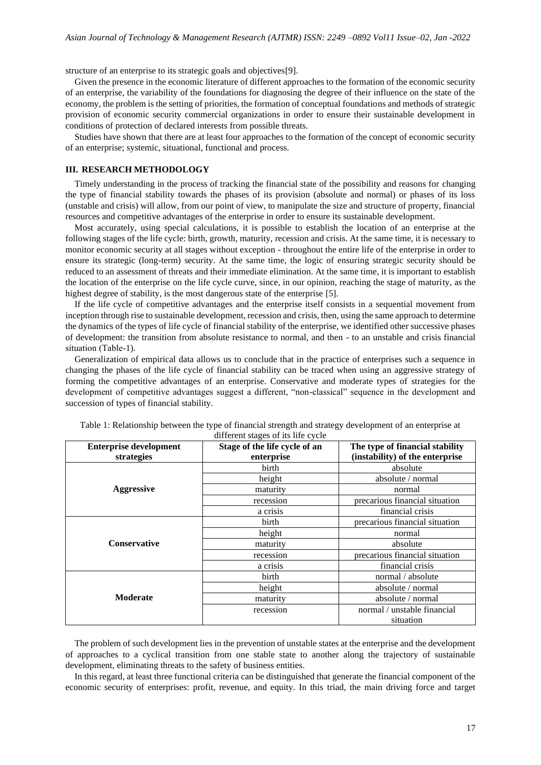structure of an enterprise to its strategic goals and objectives[9].

Given the presence in the economic literature of different approaches to the formation of the economic security of an enterprise, the variability of the foundations for diagnosing the degree of their influence on the state of the economy, the problem is the setting of priorities, the formation of conceptual foundations and methods of strategic provision of economic security commercial organizations in order to ensure their sustainable development in conditions of protection of declared interests from possible threats.

Studies have shown that there are at least four approaches to the formation of the concept of economic security of an enterprise; systemic, situational, functional and process.

## III. RESEARCH METHODOLOGY

Timely understanding in the process of tracking the financial state of the possibility and reasons for changing the type of financial stability towards the phases of its provision (absolute and normal) or phases of its loss (unstable and crisis) will allow, from our point of view, to manipulate the size and structure of property, financial resources and competitive advantages of the enterprise in order to ensure its sustainable development.

Most accurately, using special calculations, it is possible to establish the location of an enterprise at the following stages of the life cycle: birth, growth, maturity, recession and crisis. At the same time, it is necessary to monitor economic security at all stages without exception - throughout the entire life of the enterprise in order to ensure its strategic (long-term) security. At the same time, the logic of ensuring strategic security should be reduced to an assessment of threats and their immediate elimination. At the same time, it is important to establish the location of the enterprise on the life cycle curve, since, in our opinion, reaching the stage of maturity, as the highest degree of stability, is the most dangerous state of the enterprise [5].

If the life cycle of competitive advantages and the enterprise itself consists in a sequential movement from inception through rise to sustainable development, recession and crisis, then, using the same approach to determine the dynamics of the types of life cycle of financial stability of the enterprise, we identified other successive phases of development: the transition from absolute resistance to normal, and then - to an unstable and crisis financial situation (Table-1).

Generalization of empirical data allows us to conclude that in the practice of enterprises such a sequence in changing the phases of the life cycle of financial stability can be traced when using an aggressive strategy of forming the competitive advantages of an enterprise. Conservative and moderate types of strategies for the development of competitive advantages suggest a different, "non-classical" sequence in the development and succession of types of financial stability.

Table 1: Relationship between the type of financial strength and strategy development of an enterprise at different stages of its life cycle

| Enterprise development strategies | Stage of the life cycle of an enterprise | The type of financial stability (instability) of the enterprise |
|---|---|---|
| **Aggressive** | birth | absolute |
| | height | absolute / normal |
| | maturity | normal |
| | recession | precarious financial situation |
| | a crisis | financial crisis |
| **Conservative** | birth | precarious financial situation |
| | height | normal |
| | maturity | absolute |
| | recession | precarious financial situation |
| | a crisis | financial crisis |
| **Moderate** | birth | normal / absolute |
| | height | absolute / normal |
| | maturity | absolute / normal |
| | recession | normal / unstable financial situation |

The problem of such development lies in the prevention of unstable states at the enterprise and the development of approaches to a cyclical transition from one stable state to another along the trajectory of sustainable development, eliminating threats to the safety of business entities.

In this regard, at least three functional criteria can be distinguished that generate the financial component of the economic security of enterprises: profit, revenue, and equity. In this triad, the main driving force and target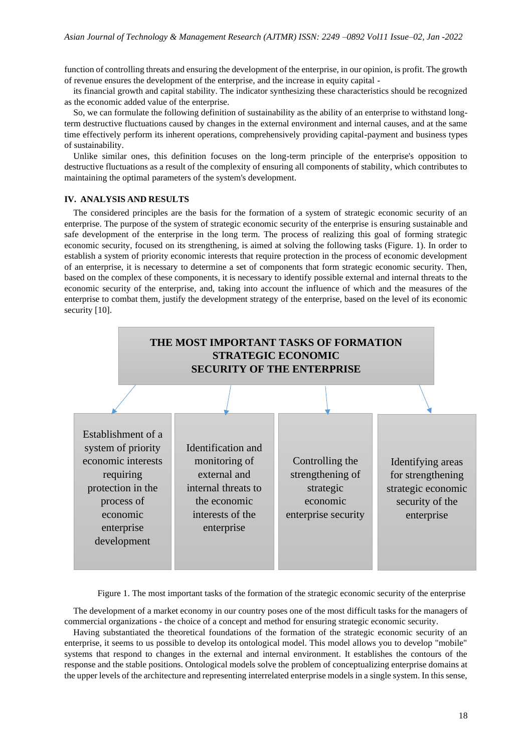function of controlling threats and ensuring the development of the enterprise, in our opinion, is profit. The growth of revenue ensures the development of the enterprise, and the increase in equity capital - its financial growth and capital stability. The indicator synthesizing these characteristics should be recognized as the economic added value of the enterprise.

So, we can formulate the following definition of sustainability as the ability of an enterprise to withstand long-term destructive fluctuations caused by changes in the external environment and internal causes, and at the same time effectively perform its inherent operations, comprehensively providing capital-payment and business types of sustainability.

Unlike similar ones, this definition focuses on the long-term principle of the enterprise's opposition to destructive fluctuations as a result of the complexity of ensuring all components of stability, which contributes to maintaining the optimal parameters of the system's development.

## IV. ANALYSIS AND RESULTS

The considered principles are the basis for the formation of a system of strategic economic security of an enterprise. The purpose of the system of strategic economic security of the enterprise is ensuring sustainable and safe development of the enterprise in the long term. The process of realizing this goal of forming strategic economic security, focused on its strengthening, is aimed at solving the following tasks (Figure. 1). In order to establish a system of priority economic interests that require protection in the process of economic development of an enterprise, it is necessary to determine a set of components that form strategic economic security. Then, based on the complex of these components, it is necessary to identify possible external and internal threats to the economic security of the enterprise, and, taking into account the influence of which and the measures of the enterprise to combat them, justify the development strategy of the enterprise, based on the level of its economic security [10].

**THE MOST IMPORTANT TASKS OF FORMATION STRATEGIC ECONOMIC SECURITY OF THE ENTERPRISE**

- Establishment of a system of priority economic interests requiring protection in the process of economic enterprise development
- Identification and monitoring of external and internal threats to the economic interests of the enterprise
- Controlling the strengthening of strategic economic enterprise security
- Identifying areas for strengthening strategic economic security of the enterprise

Figure 1. The most important tasks of the formation of the strategic economic security of the enterprise

The development of a market economy in our country poses one of the most difficult tasks for the managers of commercial organizations - the choice of a concept and method for ensuring strategic economic security.

Having substantiated the theoretical foundations of the formation of the strategic economic security of an enterprise, it seems to us possible to develop its ontological model. This model allows you to develop "mobile" systems that respond to changes in the external and internal environment. It establishes the contours of the response and the stable positions. Ontological models solve the problem of conceptualizing enterprise domains at the upper levels of the architecture and representing interrelated enterprise models in a single system. In this sense,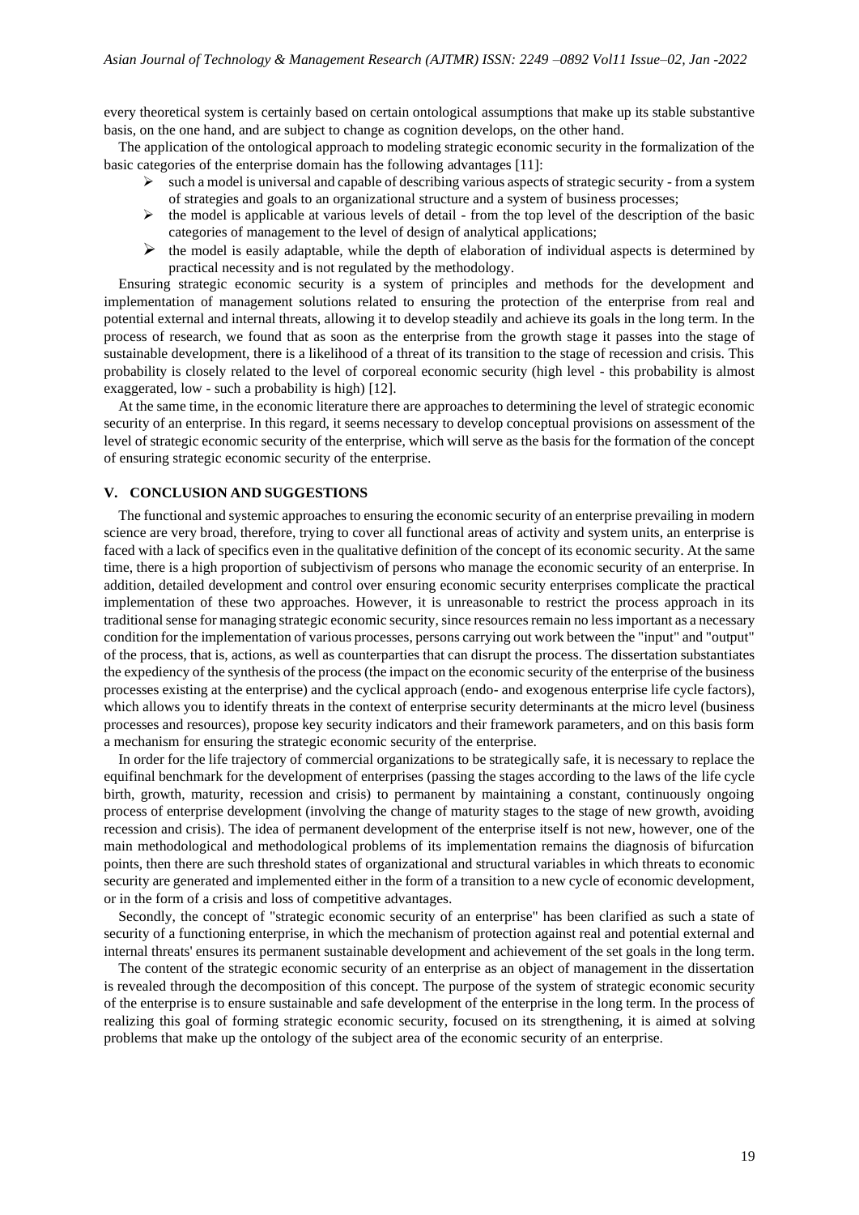every theoretical system is certainly based on certain ontological assumptions that make up its stable substantive basis, on the one hand, and are subject to change as cognition develops, on the other hand.

The application of the ontological approach to modeling strategic economic security in the formalization of the basic categories of the enterprise domain has the following advantages [11]:

- such a model is universal and capable of describing various aspects of strategic security - from a system of strategies and goals to an organizational structure and a system of business processes;
- the model is applicable at various levels of detail - from the top level of the description of the basic categories of management to the level of design of analytical applications;
- the model is easily adaptable, while the depth of elaboration of individual aspects is determined by practical necessity and is not regulated by the methodology.

Ensuring strategic economic security is a system of principles and methods for the development and implementation of management solutions related to ensuring the protection of the enterprise from real and potential external and internal threats, allowing it to develop steadily and achieve its goals in the long term. In the process of research, we found that as soon as the enterprise from the growth stage it passes into the stage of sustainable development, there is a likelihood of a threat of its transition to the stage of recession and crisis. This probability is closely related to the level of corporeal economic security (high level - this probability is almost exaggerated, low - such a probability is high) [12].

At the same time, in the economic literature there are approaches to determining the level of strategic economic security of an enterprise. In this regard, it seems necessary to develop conceptual provisions on assessment of the level of strategic economic security of the enterprise, which will serve as the basis for the formation of the concept of ensuring strategic economic security of the enterprise.

## V. CONCLUSION AND SUGGESTIONS

The functional and systemic approaches to ensuring the economic security of an enterprise prevailing in modern science are very broad, therefore, trying to cover all functional areas of activity and system units, an enterprise is faced with a lack of specifics even in the qualitative definition of the concept of its economic security. At the same time, there is a high proportion of subjectivism of persons who manage the economic security of an enterprise. In addition, detailed development and control over ensuring economic security enterprises complicate the practical implementation of these two approaches. However, it is unreasonable to restrict the process approach in its traditional sense for managing strategic economic security, since resources remain no less important as a necessary condition for the implementation of various processes, persons carrying out work between the "input" and "output" of the process, that is, actions, as well as counterparties that can disrupt the process. The dissertation substantiates the expediency of the synthesis of the process (the impact on the economic security of the enterprise of the business processes existing at the enterprise) and the cyclical approach (endo- and exogenous enterprise life cycle factors), which allows you to identify threats in the context of enterprise security determinants at the micro level (business processes and resources), propose key security indicators and their framework parameters, and on this basis form a mechanism for ensuring the strategic economic security of the enterprise.

In order for the life trajectory of commercial organizations to be strategically safe, it is necessary to replace the equifinal benchmark for the development of enterprises (passing the stages according to the laws of the life cycle birth, growth, maturity, recession and crisis) to permanent by maintaining a constant, continuously ongoing process of enterprise development (involving the change of maturity stages to the stage of new growth, avoiding recession and crisis). The idea of permanent development of the enterprise itself is not new, however, one of the main methodological and methodological problems of its implementation remains the diagnosis of bifurcation points, then there are such threshold states of organizational and structural variables in which threats to economic security are generated and implemented either in the form of a transition to a new cycle of economic development, or in the form of a crisis and loss of competitive advantages.

Secondly, the concept of "strategic economic security of an enterprise" has been clarified as such a state of security of a functioning enterprise, in which the mechanism of protection against real and potential external and internal threats' ensures its permanent sustainable development and achievement of the set goals in the long term.

The content of the strategic economic security of an enterprise as an object of management in the dissertation is revealed through the decomposition of this concept. The purpose of the system of strategic economic security of the enterprise is to ensure sustainable and safe development of the enterprise in the long term. In the process of realizing this goal of forming strategic economic security, focused on its strengthening, it is aimed at solving problems that make up the ontology of the subject area of the economic security of an enterprise.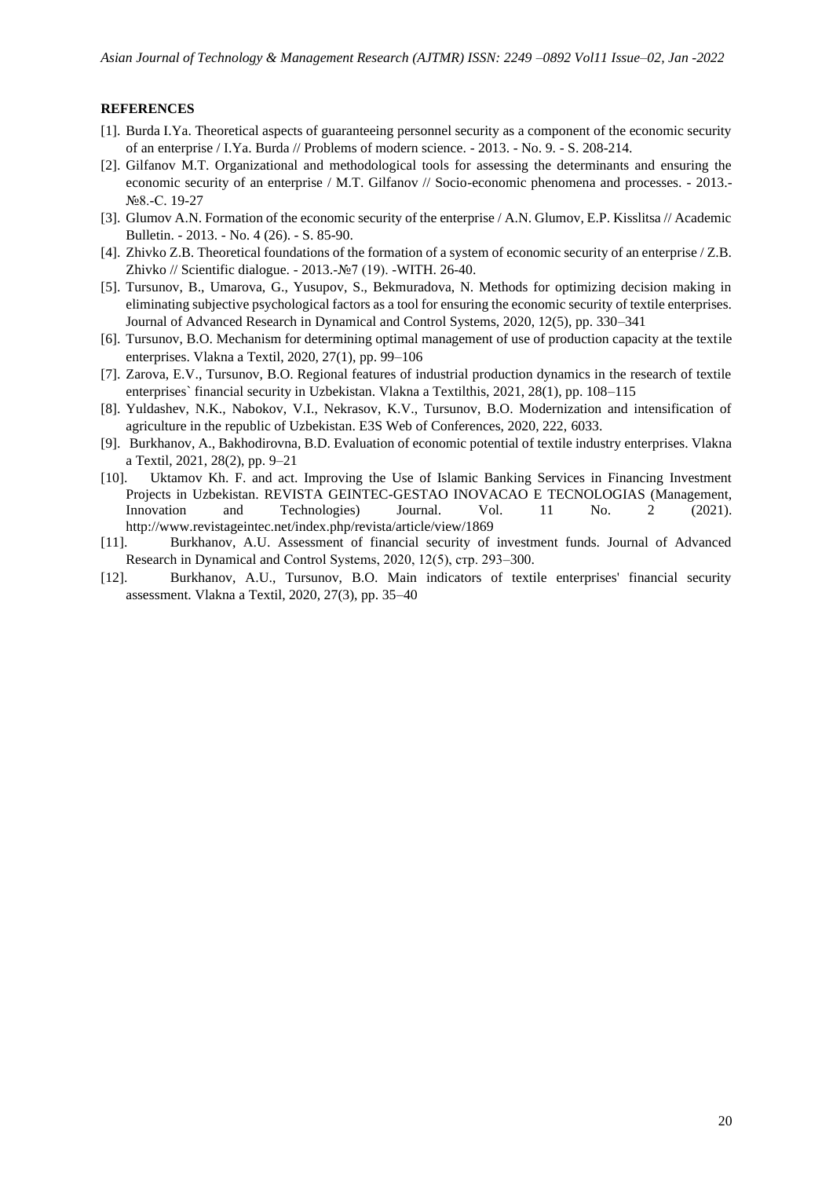**REFERENCES**

[1]. Burda I.Ya. Theoretical aspects of guaranteeing personnel security as a component of the economic security of an enterprise / I.Ya. Burda // Problems of modern science. - 2013. - No. 9. - S. 208-214.

[2]. Gilfanov M.T. Organizational and methodological tools for assessing the determinants and ensuring the economic security of an enterprise / M.T. Gilfanov // Socio-economic phenomena and processes. - 2013.- №8.-C. 19-27

[3]. Glumov A.N. Formation of the economic security of the enterprise / A.N. Glumov, E.P. Kisslitsa // Academic Bulletin. - 2013. - No. 4 (26). - S. 85-90.

[4]. Zhivko Z.B. Theoretical foundations of the formation of a system of economic security of an enterprise / Z.B. Zhivko // Scientific dialogue. - 2013.-№7 (19). -WITH. 26-40.

[5]. Tursunov, B., Umarova, G., Yusupov, S., Bekmuradova, N. Methods for optimizing decision making in eliminating subjective psychological factors as a tool for ensuring the economic security of textile enterprises. Journal of Advanced Research in Dynamical and Control Systems, 2020, 12(5), pp. 330–341

[6]. Tursunov, B.O. Mechanism for determining optimal management of use of production capacity at the textile enterprises. Vlakna a Textil, 2020, 27(1), pp. 99–106

[7]. Zarova, E.V., Tursunov, B.O. Regional features of industrial production dynamics in the research of textile enterprises` financial security in Uzbekistan. Vlakna a Textilthis, 2021, 28(1), pp. 108–115

[8]. Yuldashev, N.K., Nabokov, V.I., Nekrasov, K.V., Tursunov, B.O. Modernization and intensification of agriculture in the republic of Uzbekistan. E3S Web of Conferences, 2020, 222, 6033.

[9]. Burkhanov, A., Bakhodirovna, B.D. Evaluation of economic potential of textile industry enterprises. Vlakna a Textil, 2021, 28(2), pp. 9–21

[10]. Uktamov Kh. F. and act. Improving the Use of Islamic Banking Services in Financing Investment Projects in Uzbekistan. REVISTA GEINTEC-GESTAO INOVACAO E TECNOLOGIAS (Management, Innovation and Technologies) Journal. Vol. 11 No. 2 (2021). http://www.revistageintec.net/index.php/revista/article/view/1869

[11]. Burkhanov, A.U. Assessment of financial security of investment funds. Journal of Advanced Research in Dynamical and Control Systems, 2020, 12(5), стр. 293–300.

[12]. Burkhanov, A.U., Tursunov, B.O. Main indicators of textile enterprises' financial security assessment. Vlakna a Textil, 2020, 27(3), pp. 35–40